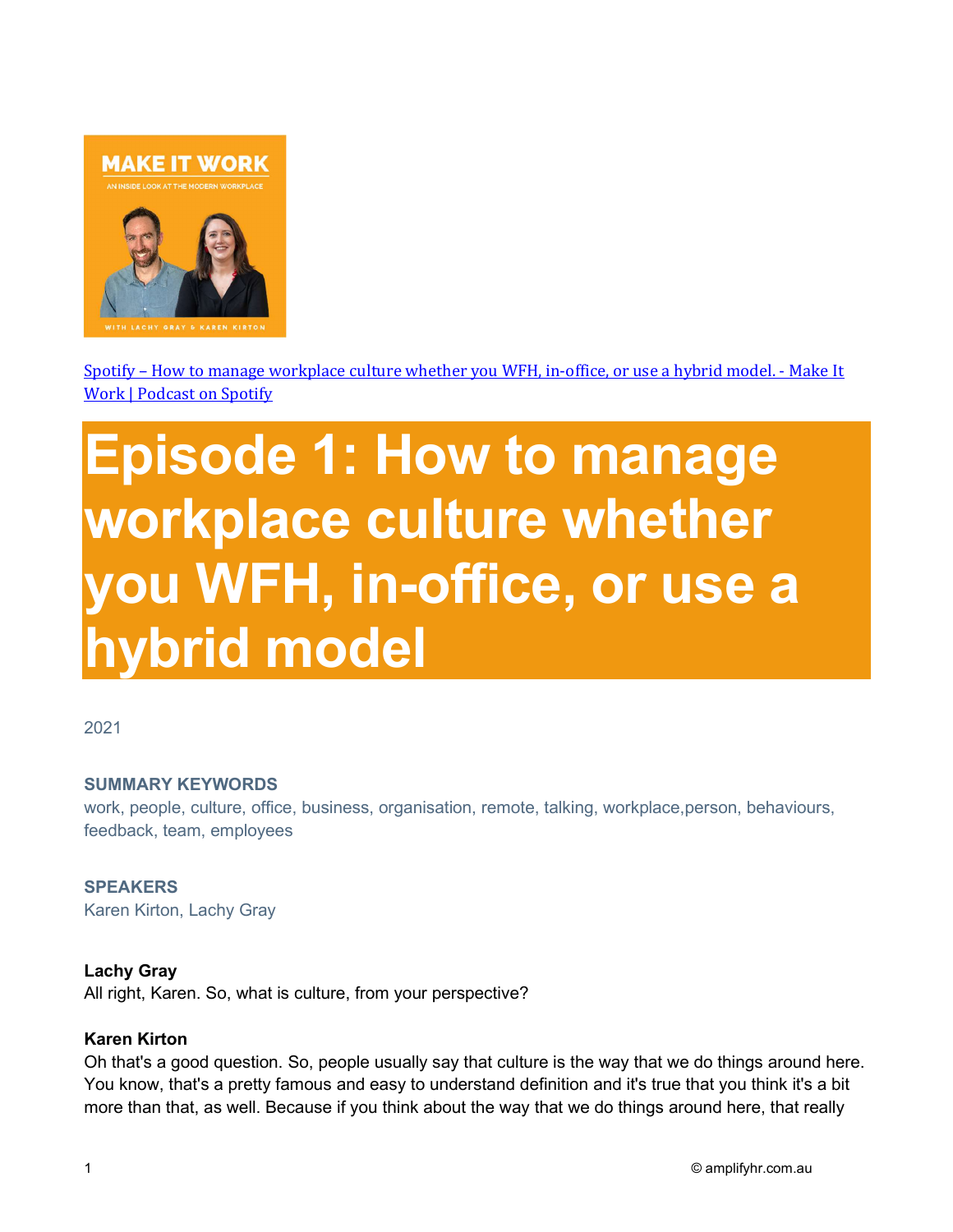[Spotify – How to manage workplace culture whether you WFH, in-office, or use a hybrid model. - Make It Work | Podcast on Spotify]()

# Episode 1: How to manage workplace culture whether you WFH, in-office, or use a hybrid model

2021

**SUMMARY KEYWORDS**

work, people, culture, office, business, organisation, remote, talking, workplace,person, behaviours, feedback, team, employees

**SPEAKERS**

Karen Kirton, Lachy Gray

**Lachy Gray**

All right, Karen. So, what is culture, from your perspective?

**Karen Kirton**

Oh that's a good question. So, people usually say that culture is the way that we do things around here. You know, that's a pretty famous and easy to understand definition and it's true that you think it's a bit more than that, as well. Because if you think about the way that we do things around here, that really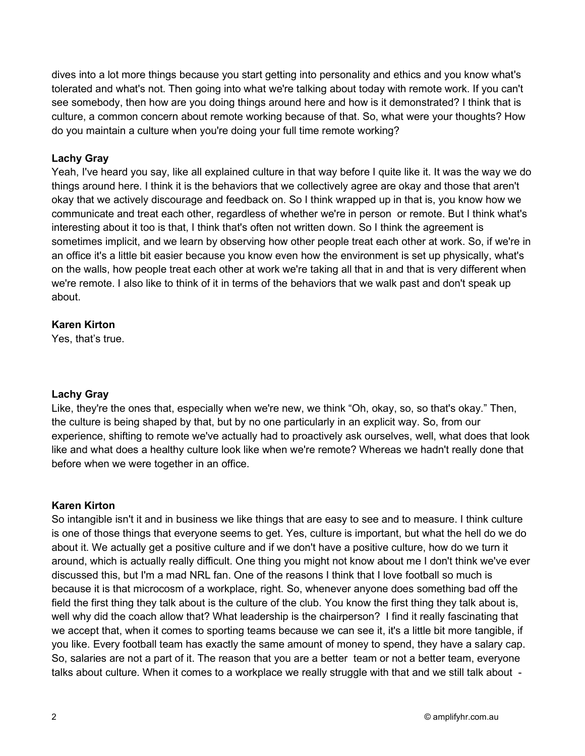dives into a lot more things because you start getting into personality and ethics and you know what's tolerated and what's not. Then going into what we're talking about today with remote work. If you can't see somebody, then how are you doing things around here and how is it demonstrated? I think that is culture, a common concern about remote working because of that. So, what were your thoughts? How do you maintain a culture when you're doing your full time remote working?

**Lachy Gray**
Yeah, I've heard you say, like all explained culture in that way before I quite like it. It was the way we do things around here. I think it is the behaviors that we collectively agree are okay and those that aren't okay that we actively discourage and feedback on. So I think wrapped up in that is, you know how we communicate and treat each other, regardless of whether we're in person or remote. But I think what's interesting about it too is that, I think that's often not written down. So I think the agreement is sometimes implicit, and we learn by observing how other people treat each other at work. So, if we're in an office it's a little bit easier because you know even how the environment is set up physically, what's on the walls, how people treat each other at work we're taking all that in and that is very different when we're remote. I also like to think of it in terms of the behaviors that we walk past and don't speak up about.

**Karen Kirton**
Yes, that's true.

**Lachy Gray**
Like, they're the ones that, especially when we're new, we think "Oh, okay, so, so that's okay." Then, the culture is being shaped by that, but by no one particularly in an explicit way. So, from our experience, shifting to remote we've actually had to proactively ask ourselves, well, what does that look like and what does a healthy culture look like when we're remote? Whereas we hadn't really done that before when we were together in an office.

**Karen Kirton**
So intangible isn't it and in business we like things that are easy to see and to measure. I think culture is one of those things that everyone seems to get. Yes, culture is important, but what the hell do we do about it. We actually get a positive culture and if we don't have a positive culture, how do we turn it around, which is actually really difficult. One thing you might not know about me I don't think we've ever discussed this, but I'm a mad NRL fan. One of the reasons I think that I love football so much is because it is that microcosm of a workplace, right. So, whenever anyone does something bad off the field the first thing they talk about is the culture of the club. You know the first thing they talk about is, well why did the coach allow that? What leadership is the chairperson? I find it really fascinating that we accept that, when it comes to sporting teams because we can see it, it's a little bit more tangible, if you like. Every football team has exactly the same amount of money to spend, they have a salary cap. So, salaries are not a part of it. The reason that you are a better team or not a better team, everyone talks about culture. When it comes to a workplace we really struggle with that and we still talk about -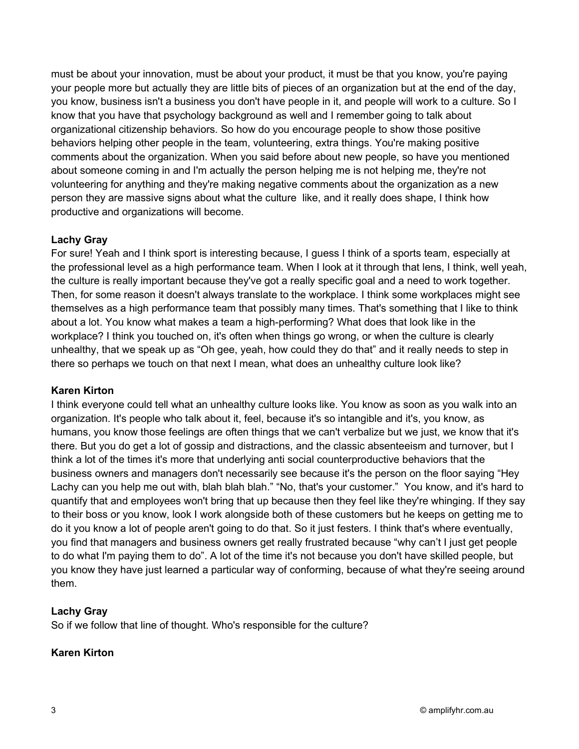must be about your innovation, must be about your product, it must be that you know, you're paying your people more but actually they are little bits of pieces of an organization but at the end of the day, you know, business isn't a business you don't have people in it, and people will work to a culture. So I know that you have that psychology background as well and I remember going to talk about organizational citizenship behaviors. So how do you encourage people to show those positive behaviors helping other people in the team, volunteering, extra things. You're making positive comments about the organization. When you said before about new people, so have you mentioned about someone coming in and I'm actually the person helping me is not helping me, they're not volunteering for anything and they're making negative comments about the organization as a new person they are massive signs about what the culture  like, and it really does shape, I think how productive and organizations will become.

**Lachy Gray**
For sure! Yeah and I think sport is interesting because, I guess I think of a sports team, especially at the professional level as a high performance team. When I look at it through that lens, I think, well yeah, the culture is really important because they've got a really specific goal and a need to work together. Then, for some reason it doesn't always translate to the workplace. I think some workplaces might see themselves as a high performance team that possibly many times. That's something that I like to think about a lot. You know what makes a team a high-performing? What does that look like in the workplace? I think you touched on, it's often when things go wrong, or when the culture is clearly unhealthy, that we speak up as "Oh gee, yeah, how could they do that" and it really needs to step in there so perhaps we touch on that next I mean, what does an unhealthy culture look like?

**Karen Kirton**
I think everyone could tell what an unhealthy culture looks like. You know as soon as you walk into an organization. It's people who talk about it, feel, because it's so intangible and it's, you know, as humans, you know those feelings are often things that we can't verbalize but we just, we know that it's there. But you do get a lot of gossip and distractions, and the classic absenteeism and turnover, but I think a lot of the times it's more that underlying anti social counterproductive behaviors that the business owners and managers don't necessarily see because it's the person on the floor saying "Hey Lachy can you help me out with, blah blah blah." "No, that's your customer."  You know, and it's hard to quantify that and employees won't bring that up because then they feel like they're whinging. If they say to their boss or you know, look I work alongside both of these customers but he keeps on getting me to do it you know a lot of people aren't going to do that. So it just festers. I think that's where eventually, you find that managers and business owners get really frustrated because "why can't I just get people to do what I'm paying them to do". A lot of the time it's not because you don't have skilled people, but you know they have just learned a particular way of conforming, because of what they're seeing around them.

**Lachy Gray**
So if we follow that line of thought. Who's responsible for the culture?

**Karen Kirton**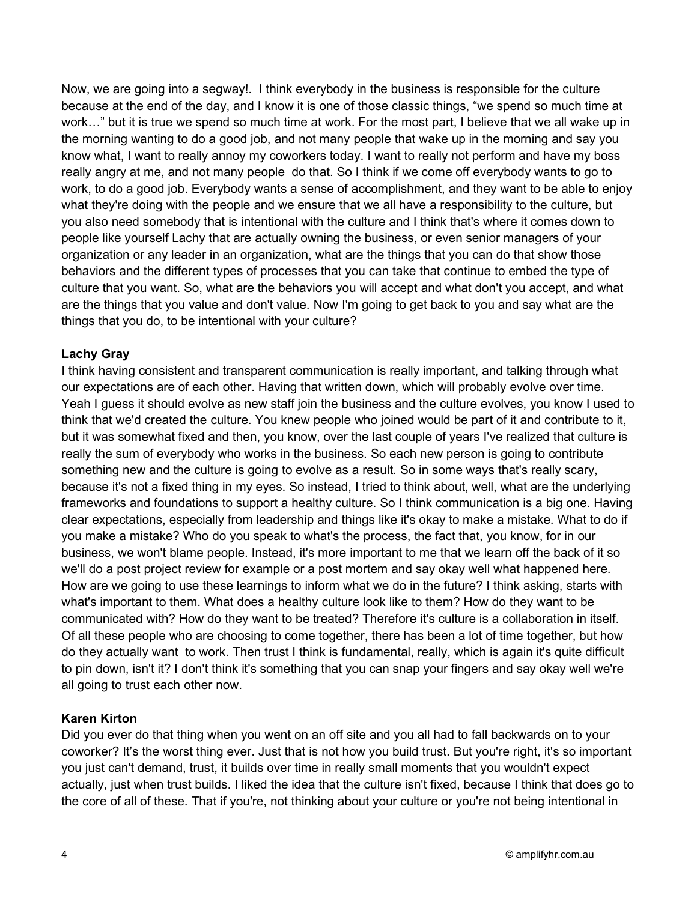Now, we are going into a segway!. I think everybody in the business is responsible for the culture because at the end of the day, and I know it is one of those classic things, "we spend so much time at work…" but it is true we spend so much time at work. For the most part, I believe that we all wake up in the morning wanting to do a good job, and not many people that wake up in the morning and say you know what, I want to really annoy my coworkers today. I want to really not perform and have my boss really angry at me, and not many people do that. So I think if we come off everybody wants to go to work, to do a good job. Everybody wants a sense of accomplishment, and they want to be able to enjoy what they're doing with the people and we ensure that we all have a responsibility to the culture, but you also need somebody that is intentional with the culture and I think that's where it comes down to people like yourself Lachy that are actually owning the business, or even senior managers of your organization or any leader in an organization, what are the things that you can do that show those behaviors and the different types of processes that you can take that continue to embed the type of culture that you want. So, what are the behaviors you will accept and what don't you accept, and what are the things that you value and don't value. Now I'm going to get back to you and say what are the things that you do, to be intentional with your culture?

**Lachy Gray**
I think having consistent and transparent communication is really important, and talking through what our expectations are of each other. Having that written down, which will probably evolve over time. Yeah I guess it should evolve as new staff join the business and the culture evolves, you know I used to think that we'd created the culture. You knew people who joined would be part of it and contribute to it, but it was somewhat fixed and then, you know, over the last couple of years I've realized that culture is really the sum of everybody who works in the business. So each new person is going to contribute something new and the culture is going to evolve as a result. So in some ways that's really scary, because it's not a fixed thing in my eyes. So instead, I tried to think about, well, what are the underlying frameworks and foundations to support a healthy culture. So I think communication is a big one. Having clear expectations, especially from leadership and things like it's okay to make a mistake. What to do if you make a mistake? Who do you speak to what's the process, the fact that, you know, for in our business, we won't blame people. Instead, it's more important to me that we learn off the back of it so we'll do a post project review for example or a post mortem and say okay well what happened here. How are we going to use these learnings to inform what we do in the future? I think asking, starts with what's important to them. What does a healthy culture look like to them? How do they want to be communicated with? How do they want to be treated? Therefore it's culture is a collaboration in itself. Of all these people who are choosing to come together, there has been a lot of time together, but how do they actually want to work. Then trust I think is fundamental, really, which is again it's quite difficult to pin down, isn't it? I don't think it's something that you can snap your fingers and say okay well we're all going to trust each other now.

**Karen Kirton**
Did you ever do that thing when you went on an off site and you all had to fall backwards on to your coworker? It's the worst thing ever. Just that is not how you build trust. But you're right, it's so important you just can't demand, trust, it builds over time in really small moments that you wouldn't expect actually, just when trust builds. I liked the idea that the culture isn't fixed, because I think that does go to the core of all of these. That if you're, not thinking about your culture or you're not being intentional in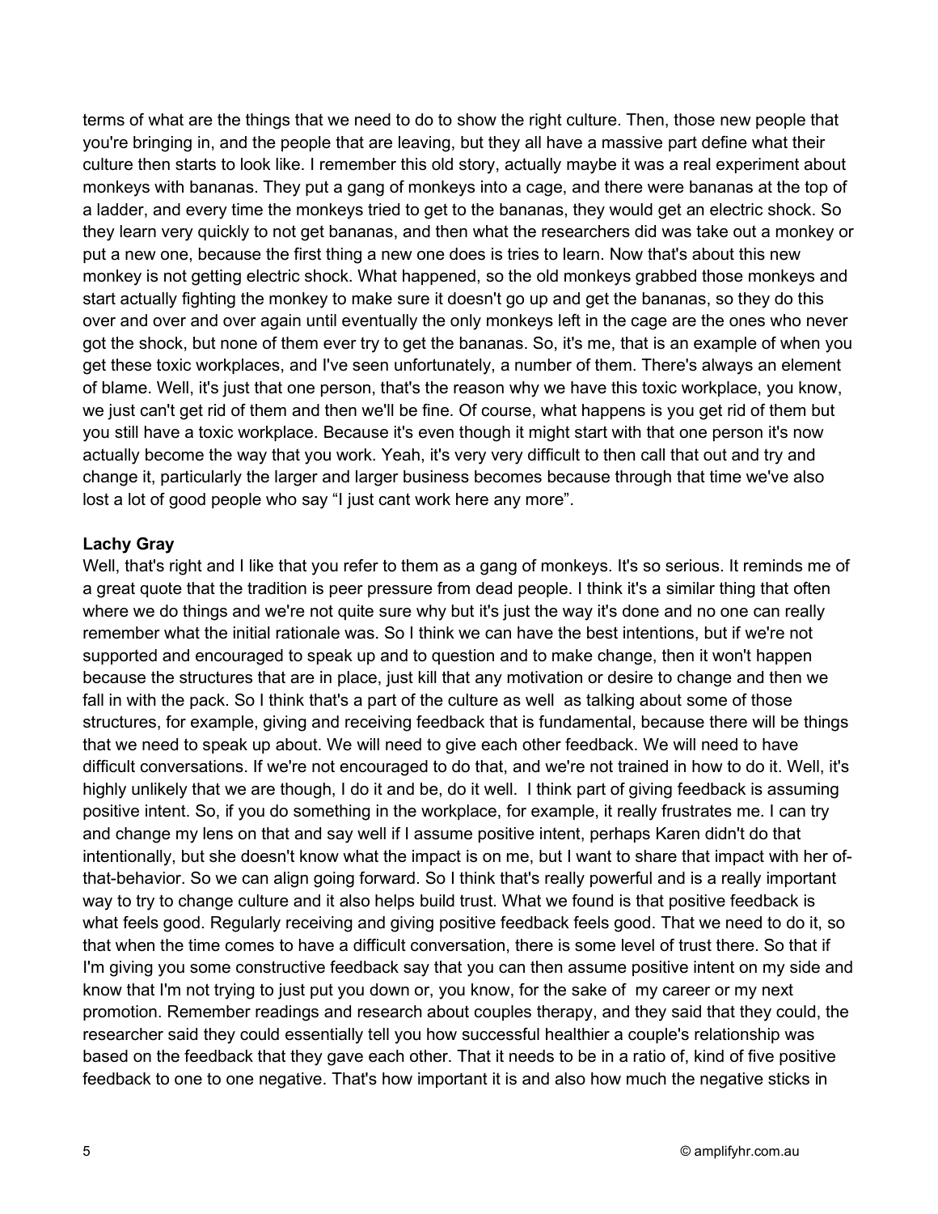terms of what are the things that we need to do to show the right culture. Then, those new people that you're bringing in, and the people that are leaving, but they all have a massive part define what their culture then starts to look like. I remember this old story, actually maybe it was a real experiment about monkeys with bananas. They put a gang of monkeys into a cage, and there were bananas at the top of a ladder, and every time the monkeys tried to get to the bananas, they would get an electric shock. So they learn very quickly to not get bananas, and then what the researchers did was take out a monkey or put a new one, because the first thing a new one does is tries to learn. Now that's about this new monkey is not getting electric shock. What happened, so the old monkeys grabbed those monkeys and start actually fighting the monkey to make sure it doesn't go up and get the bananas, so they do this over and over and over again until eventually the only monkeys left in the cage are the ones who never got the shock, but none of them ever try to get the bananas. So, it's me, that is an example of when you get these toxic workplaces, and I've seen unfortunately, a number of them. There's always an element of blame. Well, it's just that one person, that's the reason why we have this toxic workplace, you know, we just can't get rid of them and then we'll be fine. Of course, what happens is you get rid of them but you still have a toxic workplace. Because it's even though it might start with that one person it's now actually become the way that you work. Yeah, it's very very difficult to then call that out and try and change it, particularly the larger and larger business becomes because through that time we've also lost a lot of good people who say "I just cant work here any more".

**Lachy Gray**

Well, that's right and I like that you refer to them as a gang of monkeys. It's so serious. It reminds me of a great quote that the tradition is peer pressure from dead people. I think it's a similar thing that often where we do things and we're not quite sure why but it's just the way it's done and no one can really remember what the initial rationale was. So I think we can have the best intentions, but if we're not supported and encouraged to speak up and to question and to make change, then it won't happen because the structures that are in place, just kill that any motivation or desire to change and then we fall in with the pack. So I think that's a part of the culture as well as talking about some of those structures, for example, giving and receiving feedback that is fundamental, because there will be things that we need to speak up about. We will need to give each other feedback. We will need to have difficult conversations. If we're not encouraged to do that, and we're not trained in how to do it. Well, it's highly unlikely that we are though, I do it and be, do it well. I think part of giving feedback is assuming positive intent. So, if you do something in the workplace, for example, it really frustrates me. I can try and change my lens on that and say well if I assume positive intent, perhaps Karen didn't do that intentionally, but she doesn't know what the impact is on me, but I want to share that impact with her of-that-behavior. So we can align going forward. So I think that's really powerful and is a really important way to try to change culture and it also helps build trust. What we found is that positive feedback is what feels good. Regularly receiving and giving positive feedback feels good. That we need to do it, so that when the time comes to have a difficult conversation, there is some level of trust there. So that if I'm giving you some constructive feedback say that you can then assume positive intent on my side and know that I'm not trying to just put you down or, you know, for the sake of my career or my next promotion. Remember readings and research about couples therapy, and they said that they could, the researcher said they could essentially tell you how successful healthier a couple's relationship was based on the feedback that they gave each other. That it needs to be in a ratio of, kind of five positive feedback to one to one negative. That's how important it is and also how much the negative sticks in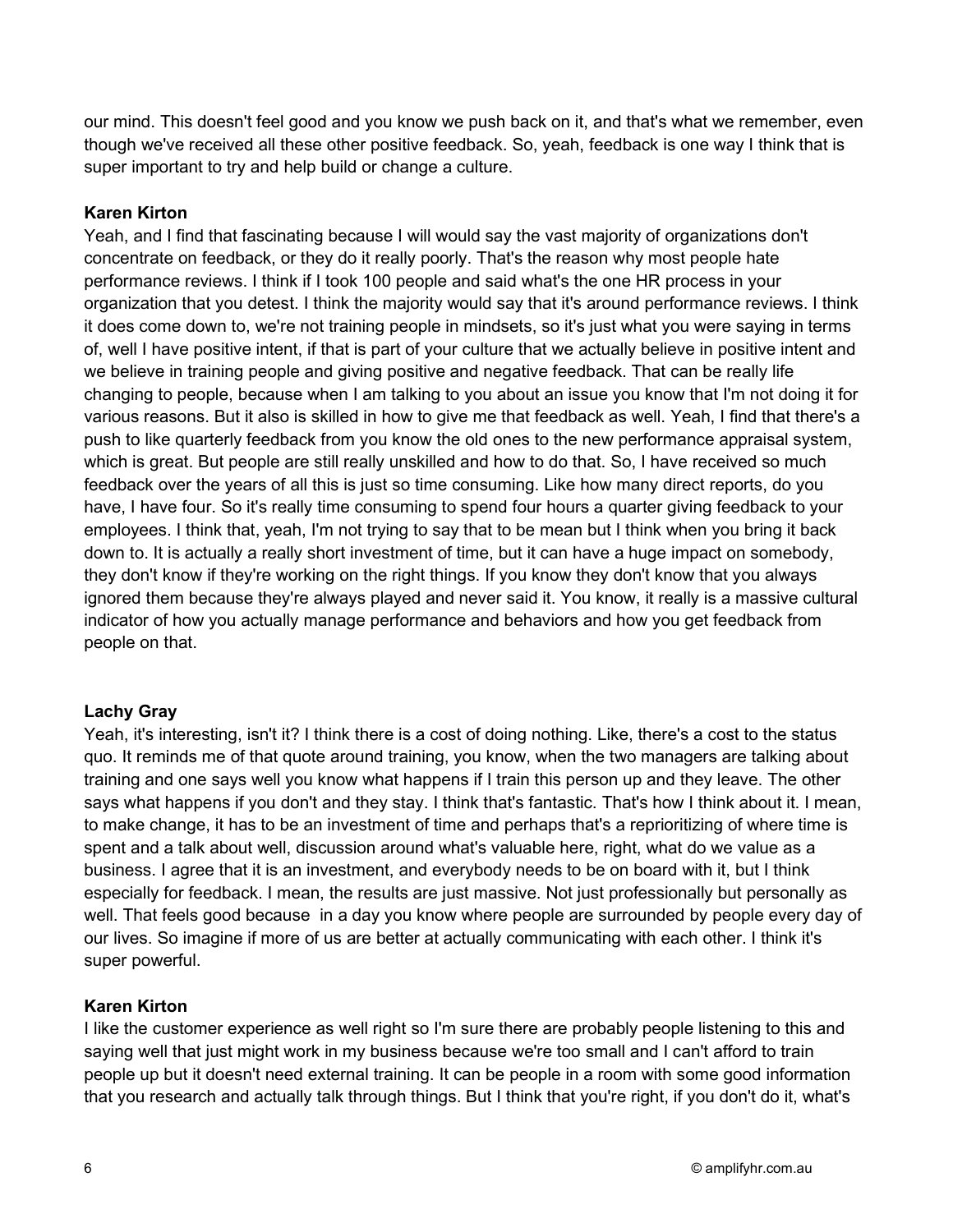our mind. This doesn't feel good and you know we push back on it, and that's what we remember, even though we've received all these other positive feedback. So, yeah, feedback is one way I think that is super important to try and help build or change a culture.

**Karen Kirton**

Yeah, and I find that fascinating because I will would say the vast majority of organizations don't concentrate on feedback, or they do it really poorly. That's the reason why most people hate performance reviews. I think if I took 100 people and said what's the one HR process in your organization that you detest. I think the majority would say that it's around performance reviews. I think it does come down to, we're not training people in mindsets, so it's just what you were saying in terms of, well I have positive intent, if that is part of your culture that we actually believe in positive intent and we believe in training people and giving positive and negative feedback. That can be really life changing to people, because when I am talking to you about an issue you know that I'm not doing it for various reasons. But it also is skilled in how to give me that feedback as well. Yeah, I find that there's a push to like quarterly feedback from you know the old ones to the new performance appraisal system, which is great. But people are still really unskilled and how to do that. So, I have received so much feedback over the years of all this is just so time consuming. Like how many direct reports, do you have, I have four. So it's really time consuming to spend four hours a quarter giving feedback to your employees. I think that, yeah, I'm not trying to say that to be mean but I think when you bring it back down to. It is actually a really short investment of time, but it can have a huge impact on somebody, they don't know if they're working on the right things. If you know they don't know that you always ignored them because they're always played and never said it. You know, it really is a massive cultural indicator of how you actually manage performance and behaviors and how you get feedback from people on that.

**Lachy Gray**

Yeah, it's interesting, isn't it? I think there is a cost of doing nothing. Like, there's a cost to the status quo. It reminds me of that quote around training, you know, when the two managers are talking about training and one says well you know what happens if I train this person up and they leave. The other says what happens if you don't and they stay. I think that's fantastic. That's how I think about it. I mean, to make change, it has to be an investment of time and perhaps that's a reprioritizing of where time is spent and a talk about well, discussion around what's valuable here, right, what do we value as a business. I agree that it is an investment, and everybody needs to be on board with it, but I think especially for feedback. I mean, the results are just massive. Not just professionally but personally as well. That feels good because in a day you know where people are surrounded by people every day of our lives. So imagine if more of us are better at actually communicating with each other. I think it's super powerful.

**Karen Kirton**

I like the customer experience as well right so I'm sure there are probably people listening to this and saying well that just might work in my business because we're too small and I can't afford to train people up but it doesn't need external training. It can be people in a room with some good information that you research and actually talk through things. But I think that you're right, if you don't do it, what's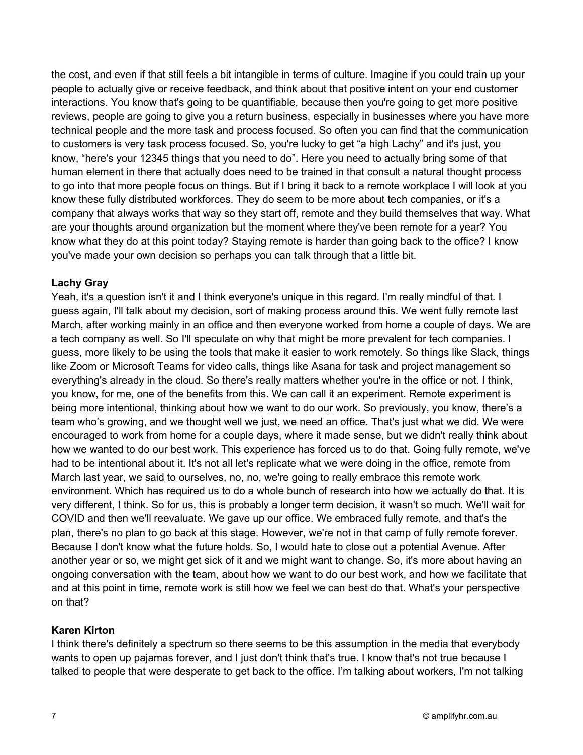the cost, and even if that still feels a bit intangible in terms of culture. Imagine if you could train up your people to actually give or receive feedback, and think about that positive intent on your end customer interactions. You know that's going to be quantifiable, because then you're going to get more positive reviews, people are going to give you a return business, especially in businesses where you have more technical people and the more task and process focused. So often you can find that the communication to customers is very task process focused. So, you're lucky to get "a high Lachy" and it's just, you know, "here's your 12345 things that you need to do". Here you need to actually bring some of that human element in there that actually does need to be trained in that consult a natural thought process to go into that more people focus on things. But if I bring it back to a remote workplace I will look at you know these fully distributed workforces. They do seem to be more about tech companies, or it's a company that always works that way so they start off, remote and they build themselves that way. What are your thoughts around organization but the moment where they've been remote for a year? You know what they do at this point today? Staying remote is harder than going back to the office? I know you've made your own decision so perhaps you can talk through that a little bit.

**Lachy Gray**

Yeah, it's a question isn't it and I think everyone's unique in this regard. I'm really mindful of that. I guess again, I'll talk about my decision, sort of making process around this. We went fully remote last March, after working mainly in an office and then everyone worked from home a couple of days. We are a tech company as well. So I'll speculate on why that might be more prevalent for tech companies. I guess, more likely to be using the tools that make it easier to work remotely. So things like Slack, things like Zoom or Microsoft Teams for video calls, things like Asana for task and project management so everything's already in the cloud. So there's really matters whether you're in the office or not. I think, you know, for me, one of the benefits from this. We can call it an experiment. Remote experiment is being more intentional, thinking about how we want to do our work. So previously, you know, there's a team who's growing, and we thought well we just, we need an office. That's just what we did. We were encouraged to work from home for a couple days, where it made sense, but we didn't really think about how we wanted to do our best work. This experience has forced us to do that. Going fully remote, we've had to be intentional about it. It's not all let's replicate what we were doing in the office, remote from March last year, we said to ourselves, no, no, we're going to really embrace this remote work environment. Which has required us to do a whole bunch of research into how we actually do that. It is very different, I think. So for us, this is probably a longer term decision, it wasn't so much. We'll wait for COVID and then we'll reevaluate. We gave up our office. We embraced fully remote, and that's the plan, there's no plan to go back at this stage. However, we're not in that camp of fully remote forever. Because I don't know what the future holds. So, I would hate to close out a potential Avenue. After another year or so, we might get sick of it and we might want to change. So, it's more about having an ongoing conversation with the team, about how we want to do our best work, and how we facilitate that and at this point in time, remote work is still how we feel we can best do that. What's your perspective on that?

**Karen Kirton**

I think there's definitely a spectrum so there seems to be this assumption in the media that everybody wants to open up pajamas forever, and I just don't think that's true. I know that's not true because I talked to people that were desperate to get back to the office. I'm talking about workers, I'm not talking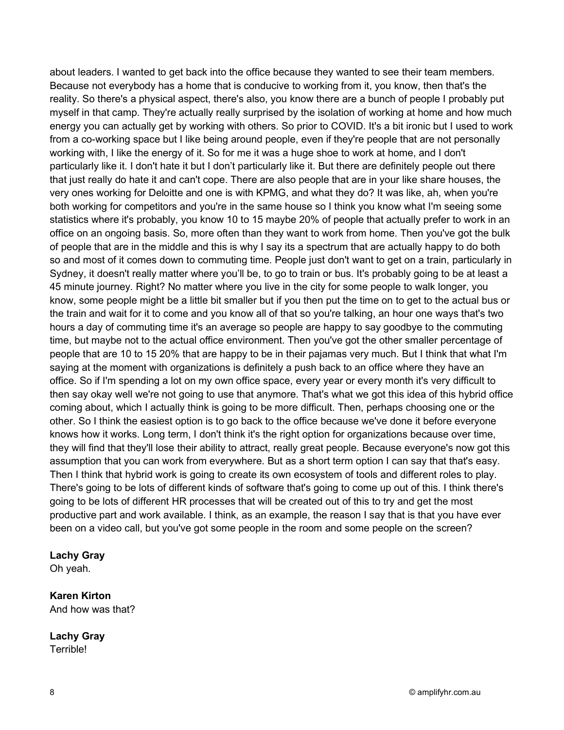about leaders. I wanted to get back into the office because they wanted to see their team members. Because not everybody has a home that is conducive to working from it, you know, then that's the reality. So there's a physical aspect, there's also, you know there are a bunch of people I probably put myself in that camp. They're actually really surprised by the isolation of working at home and how much energy you can actually get by working with others. So prior to COVID. It's a bit ironic but I used to work from a co-working space but I like being around people, even if they're people that are not personally working with, I like the energy of it. So for me it was a huge shoe to work at home, and I don't particularly like it. I don't hate it but I don't particularly like it. But there are definitely people out there that just really do hate it and can't cope. There are also people that are in your like share houses, the very ones working for Deloitte and one is with KPMG, and what they do? It was like, ah, when you're both working for competitors and you're in the same house so I think you know what I'm seeing some statistics where it's probably, you know 10 to 15 maybe 20% of people that actually prefer to work in an office on an ongoing basis. So, more often than they want to work from home. Then you've got the bulk of people that are in the middle and this is why I say its a spectrum that are actually happy to do both so and most of it comes down to commuting time. People just don't want to get on a train, particularly in Sydney, it doesn't really matter where you'll be, to go to train or bus. It's probably going to be at least a 45 minute journey. Right? No matter where you live in the city for some people to walk longer, you know, some people might be a little bit smaller but if you then put the time on to get to the actual bus or the train and wait for it to come and you know all of that so you're talking, an hour one ways that's two hours a day of commuting time it's an average so people are happy to say goodbye to the commuting time, but maybe not to the actual office environment. Then you've got the other smaller percentage of people that are 10 to 15 20% that are happy to be in their pajamas very much. But I think that what I'm saying at the moment with organizations is definitely a push back to an office where they have an office. So if I'm spending a lot on my own office space, every year or every month it's very difficult to then say okay well we're not going to use that anymore. That's what we got this idea of this hybrid office coming about, which I actually think is going to be more difficult. Then, perhaps choosing one or the other. So I think the easiest option is to go back to the office because we've done it before everyone knows how it works. Long term, I don't think it's the right option for organizations because over time, they will find that they'll lose their ability to attract, really great people. Because everyone's now got this assumption that you can work from everywhere. But as a short term option I can say that that's easy. Then I think that hybrid work is going to create its own ecosystem of tools and different roles to play. There's going to be lots of different kinds of software that's going to come up out of this. I think there's going to be lots of different HR processes that will be created out of this to try and get the most productive part and work available. I think, as an example, the reason I say that is that you have ever been on a video call, but you've got some people in the room and some people on the screen?

**Lachy Gray**
Oh yeah.

**Karen Kirton**
And how was that?

**Lachy Gray**
Terrible!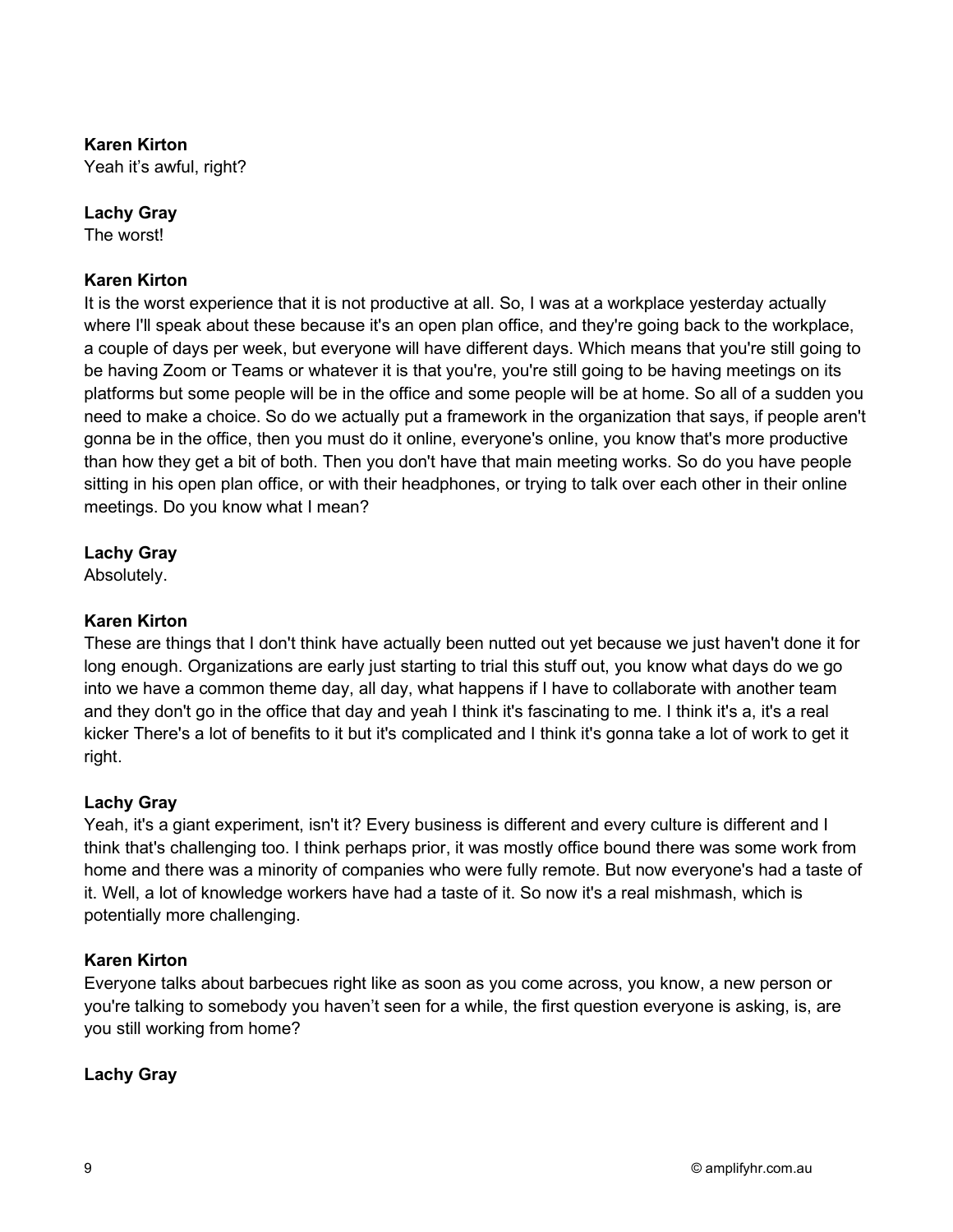**Karen Kirton**
Yeah it's awful, right?

**Lachy Gray**
The worst!

**Karen Kirton**
It is the worst experience that it is not productive at all. So, I was at a workplace yesterday actually where I'll speak about these because it's an open plan office, and they're going back to the workplace, a couple of days per week, but everyone will have different days. Which means that you're still going to be having Zoom or Teams or whatever it is that you're, you're still going to be having meetings on its platforms but some people will be in the office and some people will be at home. So all of a sudden you need to make a choice. So do we actually put a framework in the organization that says, if people aren't gonna be in the office, then you must do it online, everyone's online, you know that's more productive than how they get a bit of both. Then you don't have that main meeting works. So do you have people sitting in his open plan office, or with their headphones, or trying to talk over each other in their online meetings. Do you know what I mean?

**Lachy Gray**
Absolutely.

**Karen Kirton**
These are things that I don't think have actually been nutted out yet because we just haven't done it for long enough. Organizations are early just starting to trial this stuff out, you know what days do we go into we have a common theme day, all day, what happens if I have to collaborate with another team and they don't go in the office that day and yeah I think it's fascinating to me. I think it's a, it's a real kicker There's a lot of benefits to it but it's complicated and I think it's gonna take a lot of work to get it right.

**Lachy Gray**
Yeah, it's a giant experiment, isn't it? Every business is different and every culture is different and I think that's challenging too. I think perhaps prior, it was mostly office bound there was some work from home and there was a minority of companies who were fully remote. But now everyone's had a taste of it. Well, a lot of knowledge workers have had a taste of it. So now it's a real mishmash, which is potentially more challenging.

**Karen Kirton**
Everyone talks about barbecues right like as soon as you come across, you know, a new person or you're talking to somebody you haven't seen for a while, the first question everyone is asking, is, are you still working from home?

**Lachy Gray**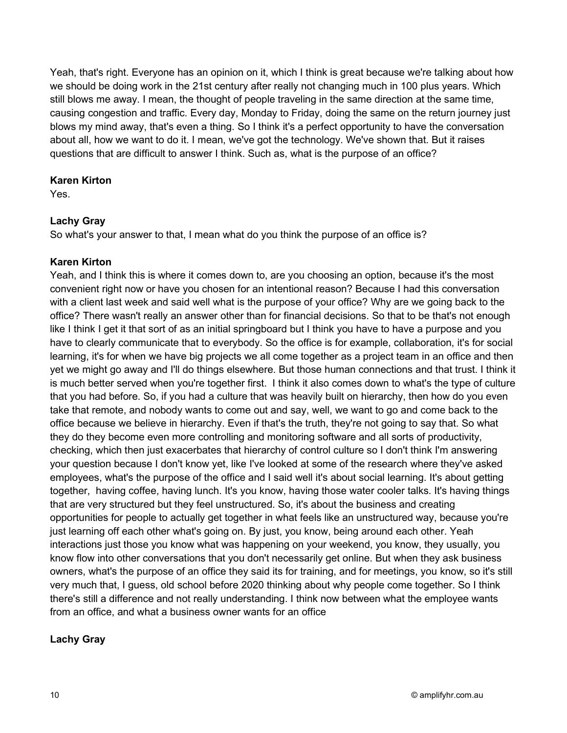Yeah, that's right. Everyone has an opinion on it, which I think is great because we're talking about how we should be doing work in the 21st century after really not changing much in 100 plus years. Which still blows me away. I mean, the thought of people traveling in the same direction at the same time, causing congestion and traffic. Every day, Monday to Friday, doing the same on the return journey just blows my mind away, that's even a thing. So I think it's a perfect opportunity to have the conversation about all, how we want to do it. I mean, we've got the technology. We've shown that. But it raises questions that are difficult to answer I think. Such as, what is the purpose of an office?

**Karen Kirton**
Yes.

**Lachy Gray**
So what's your answer to that, I mean what do you think the purpose of an office is?

**Karen Kirton**
Yeah, and I think this is where it comes down to, are you choosing an option, because it's the most convenient right now or have you chosen for an intentional reason? Because I had this conversation with a client last week and said well what is the purpose of your office? Why are we going back to the office? There wasn't really an answer other than for financial decisions. So that to be that's not enough like I think I get it that sort of as an initial springboard but I think you have to have a purpose and you have to clearly communicate that to everybody. So the office is for example, collaboration, it's for social learning, it's for when we have big projects we all come together as a project team in an office and then yet we might go away and I'll do things elsewhere. But those human connections and that trust. I think it is much better served when you're together first. I think it also comes down to what's the type of culture that you had before. So, if you had a culture that was heavily built on hierarchy, then how do you even take that remote, and nobody wants to come out and say, well, we want to go and come back to the office because we believe in hierarchy. Even if that's the truth, they're not going to say that. So what they do they become even more controlling and monitoring software and all sorts of productivity, checking, which then just exacerbates that hierarchy of control culture so I don't think I'm answering your question because I don't know yet, like I've looked at some of the research where they've asked employees, what's the purpose of the office and I said well it's about social learning. It's about getting together, having coffee, having lunch. It's you know, having those water cooler talks. It's having things that are very structured but they feel unstructured. So, it's about the business and creating opportunities for people to actually get together in what feels like an unstructured way, because you're just learning off each other what's going on. By just, you know, being around each other. Yeah interactions just those you know what was happening on your weekend, you know, they usually, you know flow into other conversations that you don't necessarily get online. But when they ask business owners, what's the purpose of an office they said its for training, and for meetings, you know, so it's still very much that, I guess, old school before 2020 thinking about why people come together. So I think there's still a difference and not really understanding. I think now between what the employee wants from an office, and what a business owner wants for an office

**Lachy Gray**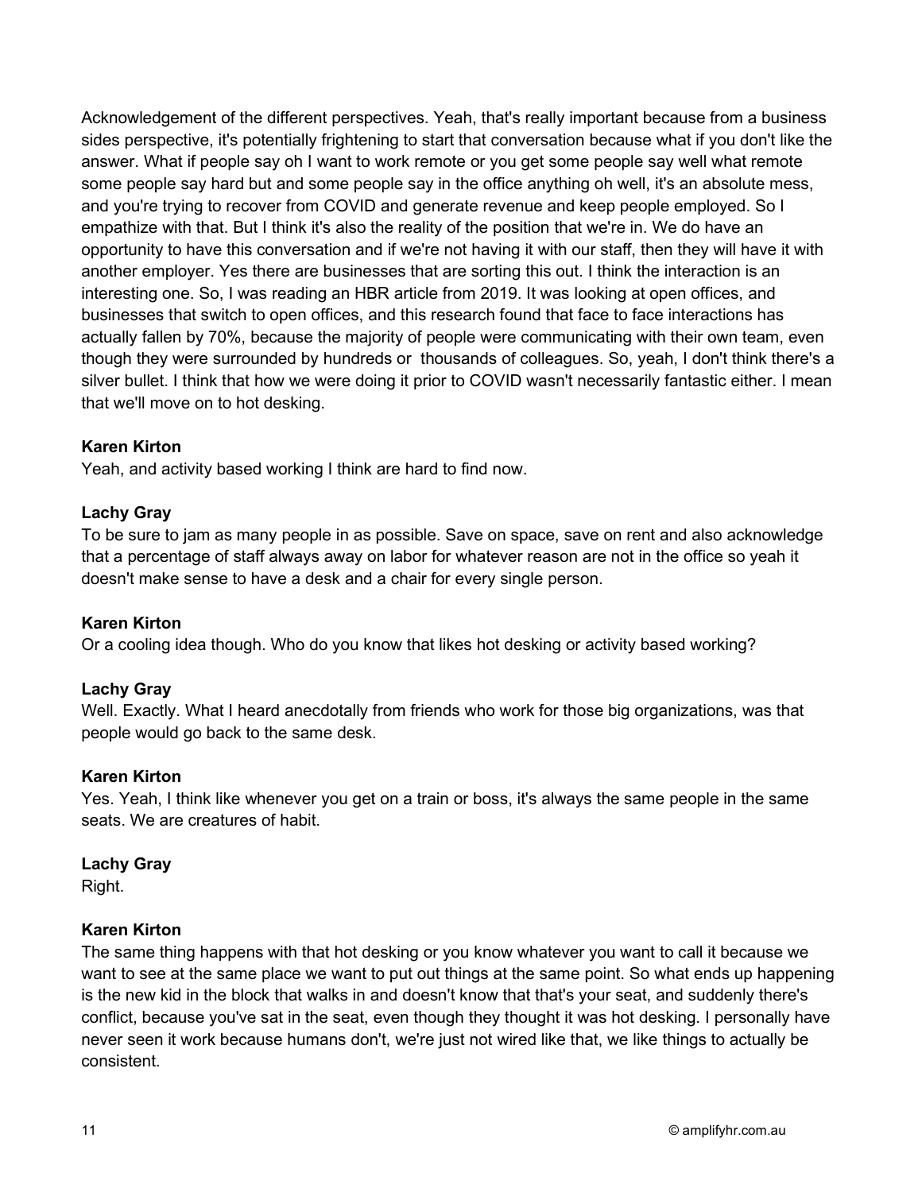Acknowledgement of the different perspectives. Yeah, that's really important because from a business sides perspective, it's potentially frightening to start that conversation because what if you don't like the answer. What if people say oh I want to work remote or you get some people say well what remote some people say hard but and some people say in the office anything oh well, it's an absolute mess, and you're trying to recover from COVID and generate revenue and keep people employed. So I empathize with that. But I think it's also the reality of the position that we're in. We do have an opportunity to have this conversation and if we're not having it with our staff, then they will have it with another employer. Yes there are businesses that are sorting this out. I think the interaction is an interesting one. So, I was reading an HBR article from 2019. It was looking at open offices, and businesses that switch to open offices, and this research found that face to face interactions has actually fallen by 70%, because the majority of people were communicating with their own team, even though they were surrounded by hundreds or thousands of colleagues. So, yeah, I don't think there's a silver bullet. I think that how we were doing it prior to COVID wasn't necessarily fantastic either. I mean that we'll move on to hot desking.

**Karen Kirton**
Yeah, and activity based working I think are hard to find now.

**Lachy Gray**
To be sure to jam as many people in as possible. Save on space, save on rent and also acknowledge that a percentage of staff always away on labor for whatever reason are not in the office so yeah it doesn't make sense to have a desk and a chair for every single person.

**Karen Kirton**
Or a cooling idea though. Who do you know that likes hot desking or activity based working?

**Lachy Gray**
Well. Exactly. What I heard anecdotally from friends who work for those big organizations, was that people would go back to the same desk.

**Karen Kirton**
Yes. Yeah, I think like whenever you get on a train or boss, it's always the same people in the same seats. We are creatures of habit.

**Lachy Gray**
Right.

**Karen Kirton**
The same thing happens with that hot desking or you know whatever you want to call it because we want to see at the same place we want to put out things at the same point. So what ends up happening is the new kid in the block that walks in and doesn't know that that's your seat, and suddenly there's conflict, because you've sat in the seat, even though they thought it was hot desking. I personally have never seen it work because humans don't, we're just not wired like that, we like things to actually be consistent.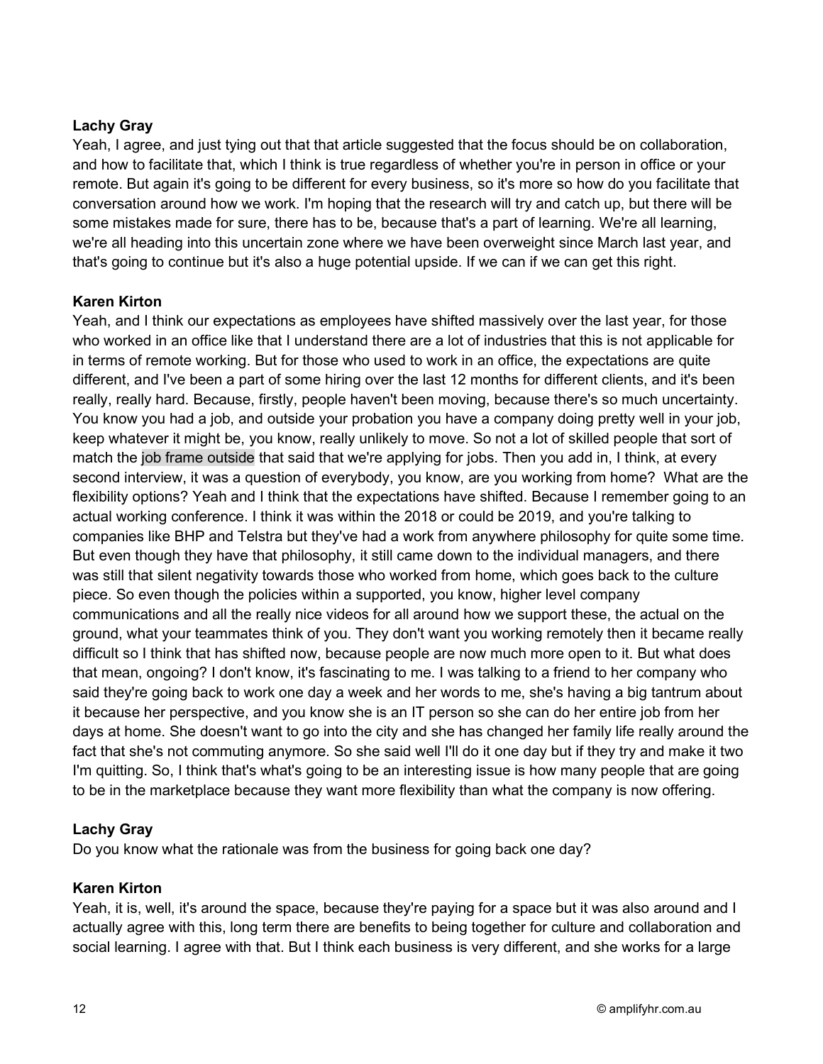**Lachy Gray**

Yeah, I agree, and just tying out that that article suggested that the focus should be on collaboration, and how to facilitate that, which I think is true regardless of whether you're in person in office or your remote. But again it's going to be different for every business, so it's more so how do you facilitate that conversation around how we work. I'm hoping that the research will try and catch up, but there will be some mistakes made for sure, there has to be, because that's a part of learning. We're all learning, we're all heading into this uncertain zone where we have been overweight since March last year, and that's going to continue but it's also a huge potential upside. If we can if we can get this right.

**Karen Kirton**

Yeah, and I think our expectations as employees have shifted massively over the last year, for those who worked in an office like that I understand there are a lot of industries that this is not applicable for in terms of remote working. But for those who used to work in an office, the expectations are quite different, and I've been a part of some hiring over the last 12 months for different clients, and it's been really, really hard. Because, firstly, people haven't been moving, because there's so much uncertainty. You know you had a job, and outside your probation you have a company doing pretty well in your job, keep whatever it might be, you know, really unlikely to move. So not a lot of skilled people that sort of match the job frame outside that said that we're applying for jobs. Then you add in, I think, at every second interview, it was a question of everybody, you know, are you working from home? What are the flexibility options? Yeah and I think that the expectations have shifted. Because I remember going to an actual working conference. I think it was within the 2018 or could be 2019, and you're talking to companies like BHP and Telstra but they've had a work from anywhere philosophy for quite some time. But even though they have that philosophy, it still came down to the individual managers, and there was still that silent negativity towards those who worked from home, which goes back to the culture piece. So even though the policies within a supported, you know, higher level company communications and all the really nice videos for all around how we support these, the actual on the ground, what your teammates think of you. They don't want you working remotely then it became really difficult so I think that has shifted now, because people are now much more open to it. But what does that mean, ongoing? I don't know, it's fascinating to me. I was talking to a friend to her company who said they're going back to work one day a week and her words to me, she's having a big tantrum about it because her perspective, and you know she is an IT person so she can do her entire job from her days at home. She doesn't want to go into the city and she has changed her family life really around the fact that she's not commuting anymore. So she said well I'll do it one day but if they try and make it two I'm quitting. So, I think that's what's going to be an interesting issue is how many people that are going to be in the marketplace because they want more flexibility than what the company is now offering.

**Lachy Gray**

Do you know what the rationale was from the business for going back one day?

**Karen Kirton**

Yeah, it is, well, it's around the space, because they're paying for a space but it was also around and I actually agree with this, long term there are benefits to being together for culture and collaboration and social learning. I agree with that. But I think each business is very different, and she works for a large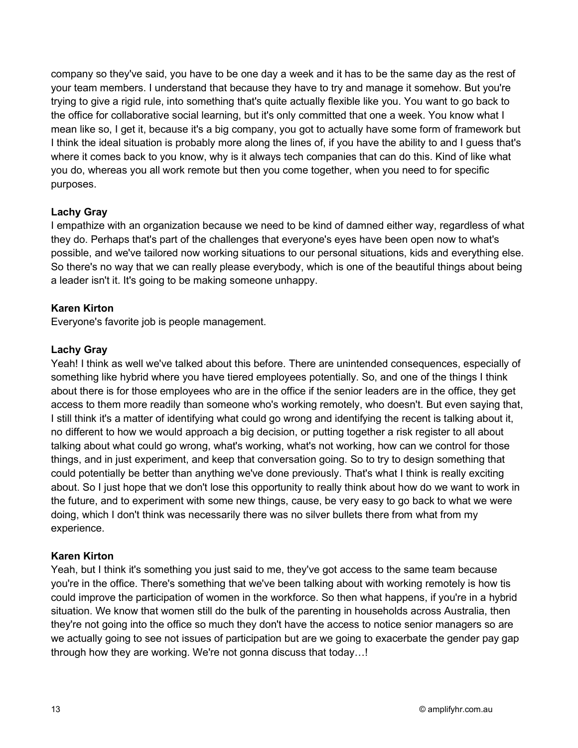company so they've said, you have to be one day a week and it has to be the same day as the rest of your team members. I understand that because they have to try and manage it somehow. But you're trying to give a rigid rule, into something that's quite actually flexible like you. You want to go back to the office for collaborative social learning, but it's only committed that one a week. You know what I mean like so, I get it, because it's a big company, you got to actually have some form of framework but I think the ideal situation is probably more along the lines of, if you have the ability to and I guess that's where it comes back to you know, why is it always tech companies that can do this. Kind of like what you do, whereas you all work remote but then you come together, when you need to for specific purposes.

**Lachy Gray**
I empathize with an organization because we need to be kind of damned either way, regardless of what they do. Perhaps that's part of the challenges that everyone's eyes have been open now to what's possible, and we've tailored now working situations to our personal situations, kids and everything else. So there's no way that we can really please everybody, which is one of the beautiful things about being a leader isn't it. It's going to be making someone unhappy.

**Karen Kirton**
Everyone's favorite job is people management.

**Lachy Gray**
Yeah! I think as well we've talked about this before. There are unintended consequences, especially of something like hybrid where you have tiered employees potentially. So, and one of the things I think about there is for those employees who are in the office if the senior leaders are in the office, they get access to them more readily than someone who's working remotely, who doesn't. But even saying that, I still think it's a matter of identifying what could go wrong and identifying the recent is talking about it, no different to how we would approach a big decision, or putting together a risk register to all about talking about what could go wrong, what's working, what's not working, how can we control for those things, and in just experiment, and keep that conversation going. So to try to design something that could potentially be better than anything we've done previously. That's what I think is really exciting about. So I just hope that we don't lose this opportunity to really think about how do we want to work in the future, and to experiment with some new things, cause, be very easy to go back to what we were doing, which I don't think was necessarily there was no silver bullets there from what from my experience.

**Karen Kirton**
Yeah, but I think it's something you just said to me, they've got access to the same team because you're in the office. There's something that we've been talking about with working remotely is how tis could improve the participation of women in the workforce. So then what happens, if you're in a hybrid situation. We know that women still do the bulk of the parenting in households across Australia, then they're not going into the office so much they don't have the access to notice senior managers so are we actually going to see not issues of participation but are we going to exacerbate the gender pay gap through how they are working. We're not gonna discuss that today…!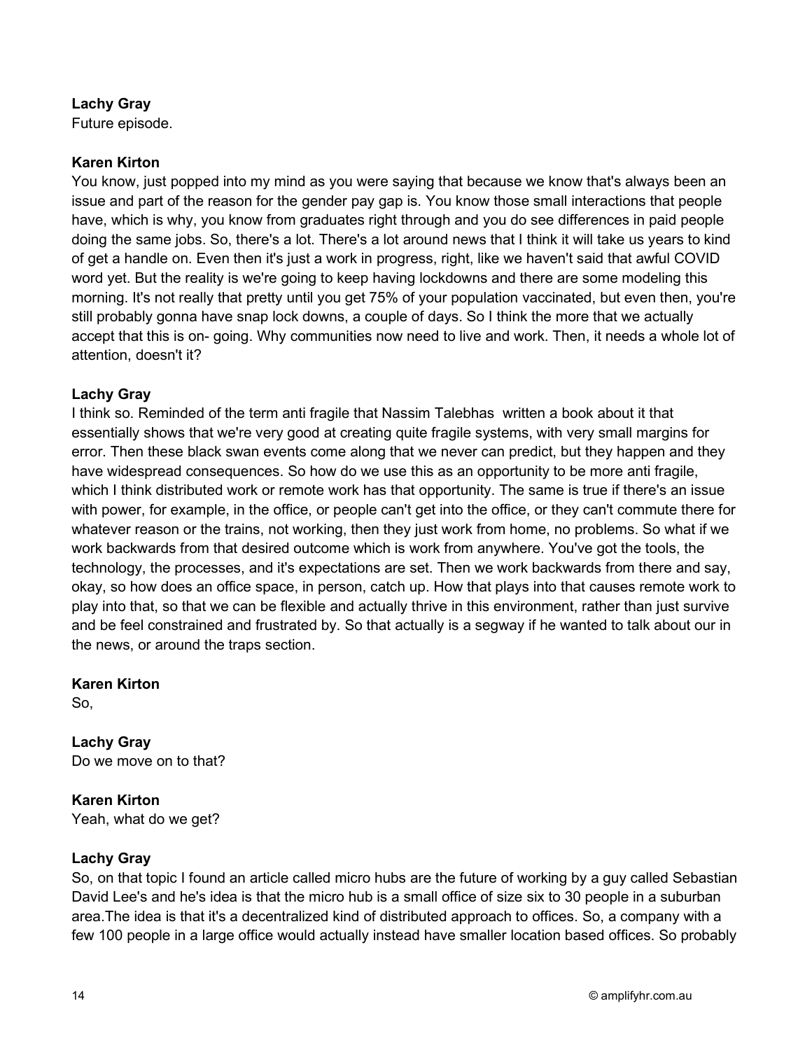**Lachy Gray**
Future episode.

**Karen Kirton**
You know, just popped into my mind as you were saying that because we know that's always been an issue and part of the reason for the gender pay gap is. You know those small interactions that people have, which is why, you know from graduates right through and you do see differences in paid people doing the same jobs. So, there's a lot. There's a lot around news that I think it will take us years to kind of get a handle on. Even then it's just a work in progress, right, like we haven't said that awful COVID word yet. But the reality is we're going to keep having lockdowns and there are some modeling this morning. It's not really that pretty until you get 75% of your population vaccinated, but even then, you're still probably gonna have snap lock downs, a couple of days. So I think the more that we actually accept that this is on- going. Why communities now need to live and work. Then, it needs a whole lot of attention, doesn't it?

**Lachy Gray**
I think so. Reminded of the term anti fragile that Nassim Talebhas written a book about it that essentially shows that we're very good at creating quite fragile systems, with very small margins for error. Then these black swan events come along that we never can predict, but they happen and they have widespread consequences. So how do we use this as an opportunity to be more anti fragile, which I think distributed work or remote work has that opportunity. The same is true if there's an issue with power, for example, in the office, or people can't get into the office, or they can't commute there for whatever reason or the trains, not working, then they just work from home, no problems. So what if we work backwards from that desired outcome which is work from anywhere. You've got the tools, the technology, the processes, and it's expectations are set. Then we work backwards from there and say, okay, so how does an office space, in person, catch up. How that plays into that causes remote work to play into that, so that we can be flexible and actually thrive in this environment, rather than just survive and be feel constrained and frustrated by. So that actually is a segway if he wanted to talk about our in the news, or around the traps section.

**Karen Kirton**
So,

**Lachy Gray**
Do we move on to that?

**Karen Kirton**
Yeah, what do we get?

**Lachy Gray**
So, on that topic I found an article called micro hubs are the future of working by a guy called Sebastian David Lee's and he's idea is that the micro hub is a small office of size six to 30 people in a suburban area.The idea is that it's a decentralized kind of distributed approach to offices. So, a company with a few 100 people in a large office would actually instead have smaller location based offices. So probably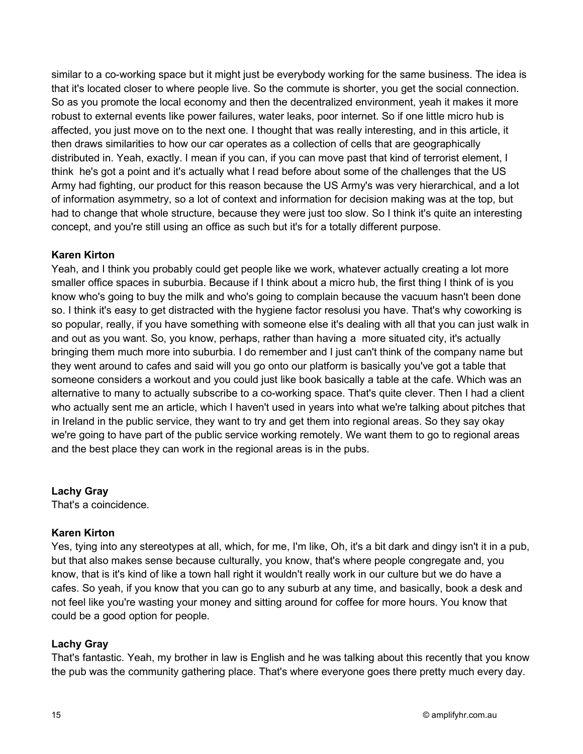similar to a co-working space but it might just be everybody working for the same business. The idea is that it's located closer to where people live. So the commute is shorter, you get the social connection. So as you promote the local economy and then the decentralized environment, yeah it makes it more robust to external events like power failures, water leaks, poor internet. So if one little micro hub is affected, you just move on to the next one. I thought that was really interesting, and in this article, it then draws similarities to how our car operates as a collection of cells that are geographically distributed in. Yeah, exactly. I mean if you can, if you can move past that kind of terrorist element, I think he's got a point and it's actually what I read before about some of the challenges that the US Army had fighting, our product for this reason because the US Army's was very hierarchical, and a lot of information asymmetry, so a lot of context and information for decision making was at the top, but had to change that whole structure, because they were just too slow. So I think it's quite an interesting concept, and you're still using an office as such but it's for a totally different purpose.

**Karen Kirton**
Yeah, and I think you probably could get people like we work, whatever actually creating a lot more smaller office spaces in suburbia. Because if I think about a micro hub, the first thing I think of is you know who's going to buy the milk and who's going to complain because the vacuum hasn't been done so. I think it's easy to get distracted with the hygiene factor resolusi you have. That's why coworking is so popular, really, if you have something with someone else it's dealing with all that you can just walk in and out as you want. So, you know, perhaps, rather than having a more situated city, it's actually bringing them much more into suburbia. I do remember and I just can't think of the company name but they went around to cafes and said will you go onto our platform is basically you've got a table that someone considers a workout and you could just like book basically a table at the cafe. Which was an alternative to many to actually subscribe to a co-working space. That's quite clever. Then I had a client who actually sent me an article, which I haven't used in years into what we're talking about pitches that in Ireland in the public service, they want to try and get them into regional areas. So they say okay we're going to have part of the public service working remotely. We want them to go to regional areas and the best place they can work in the regional areas is in the pubs.

**Lachy Gray**
That's a coincidence.

**Karen Kirton**
Yes, tying into any stereotypes at all, which, for me, I'm like, Oh, it's a bit dark and dingy isn't it in a pub, but that also makes sense because culturally, you know, that's where people congregate and, you know, that is it's kind of like a town hall right it wouldn't really work in our culture but we do have a cafes. So yeah, if you know that you can go to any suburb at any time, and basically, book a desk and not feel like you're wasting your money and sitting around for coffee for more hours. You know that could be a good option for people.

**Lachy Gray**
That's fantastic. Yeah, my brother in law is English and he was talking about this recently that you know the pub was the community gathering place. That's where everyone goes there pretty much every day.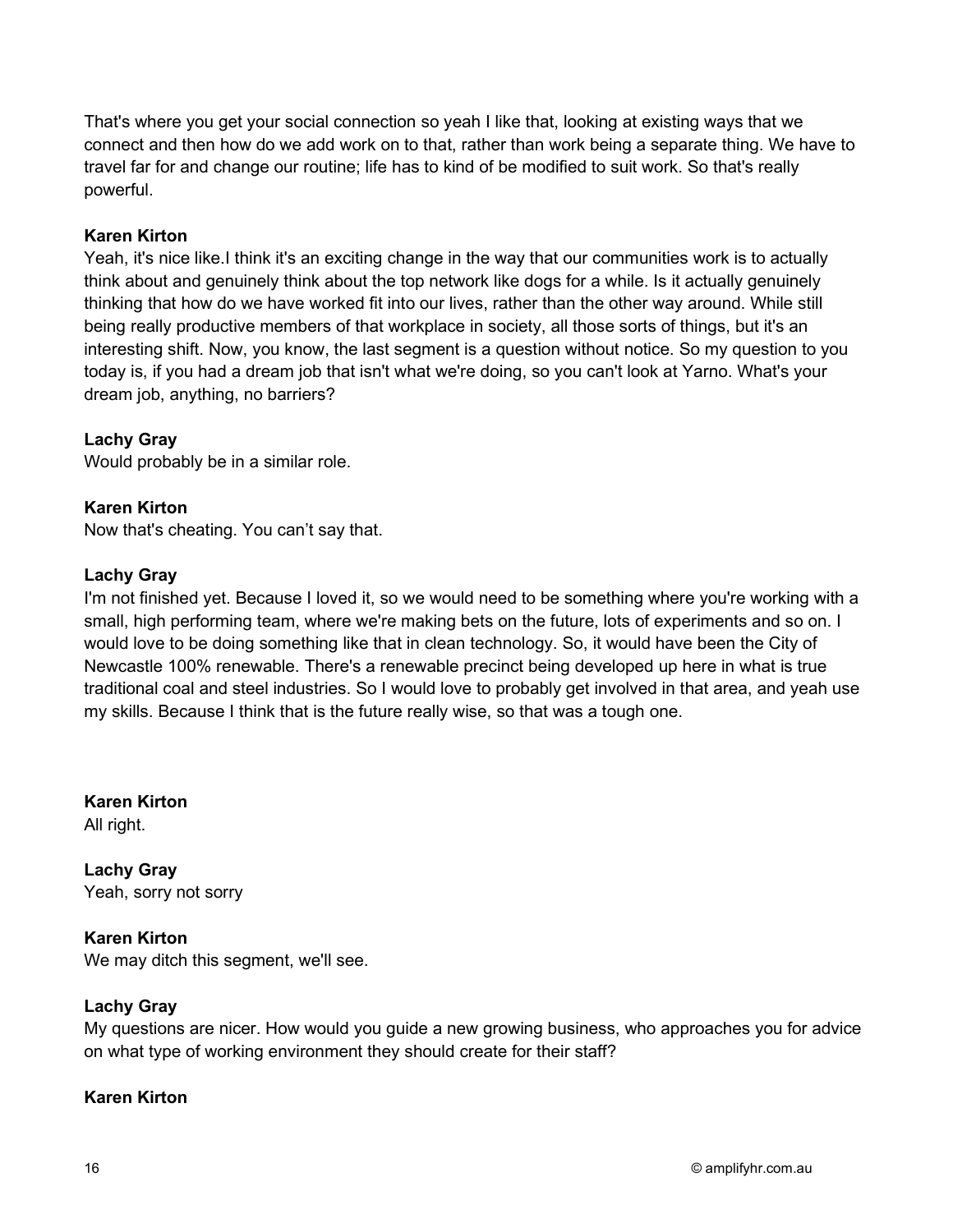That's where you get your social connection so yeah I like that, looking at existing ways that we connect and then how do we add work on to that, rather than work being a separate thing. We have to travel far for and change our routine; life has to kind of be modified to suit work. So that's really powerful.

**Karen Kirton**
Yeah, it's nice like.I think it's an exciting change in the way that our communities work is to actually think about and genuinely think about the top network like dogs for a while. Is it actually genuinely thinking that how do we have worked fit into our lives, rather than the other way around. While still being really productive members of that workplace in society, all those sorts of things, but it's an interesting shift. Now, you know, the last segment is a question without notice. So my question to you today is, if you had a dream job that isn't what we're doing, so you can't look at Yarno. What's your dream job, anything, no barriers?

**Lachy Gray**
Would probably be in a similar role.

**Karen Kirton**
Now that's cheating. You can't say that.

**Lachy Gray**
I'm not finished yet. Because I loved it, so we would need to be something where you're working with a small, high performing team, where we're making bets on the future, lots of experiments and so on. I would love to be doing something like that in clean technology. So, it would have been the City of Newcastle 100% renewable. There's a renewable precinct being developed up here in what is true traditional coal and steel industries. So I would love to probably get involved in that area, and yeah use my skills. Because I think that is the future really wise, so that was a tough one.

**Karen Kirton**
All right.

**Lachy Gray**
Yeah, sorry not sorry

**Karen Kirton**
We may ditch this segment, we'll see.

**Lachy Gray**
My questions are nicer. How would you guide a new growing business, who approaches you for advice on what type of working environment they should create for their staff?

**Karen Kirton**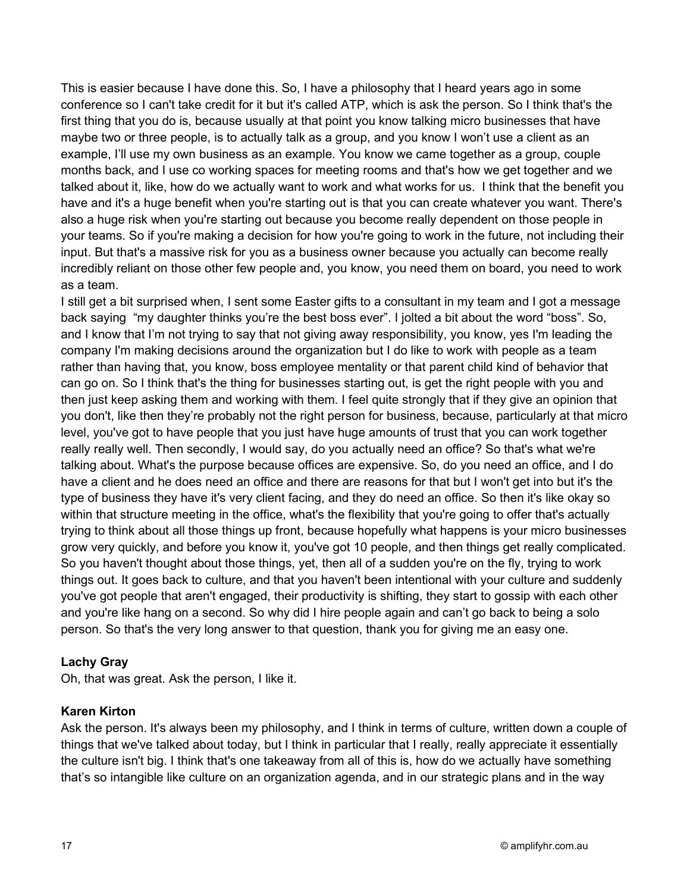This is easier because I have done this. So, I have a philosophy that I heard years ago in some conference so I can't take credit for it but it's called ATP, which is ask the person. So I think that's the first thing that you do is, because usually at that point you know talking micro businesses that have maybe two or three people, is to actually talk as a group, and you know I won't use a client as an example, I'll use my own business as an example. You know we came together as a group, couple months back, and I use co working spaces for meeting rooms and that's how we get together and we talked about it, like, how do we actually want to work and what works for us. I think that the benefit you have and it's a huge benefit when you're starting out is that you can create whatever you want. There's also a huge risk when you're starting out because you become really dependent on those people in your teams. So if you're making a decision for how you're going to work in the future, not including their input. But that's a massive risk for you as a business owner because you actually can become really incredibly reliant on those other few people and, you know, you need them on board, you need to work as a team.

I still get a bit surprised when, I sent some Easter gifts to a consultant in my team and I got a message back saying "my daughter thinks you're the best boss ever". I jolted a bit about the word "boss". So, and I know that I'm not trying to say that not giving away responsibility, you know, yes I'm leading the company I'm making decisions around the organization but I do like to work with people as a team rather than having that, you know, boss employee mentality or that parent child kind of behavior that can go on. So I think that's the thing for businesses starting out, is get the right people with you and then just keep asking them and working with them. I feel quite strongly that if they give an opinion that you don't, like then they're probably not the right person for business, because, particularly at that micro level, you've got to have people that you just have huge amounts of trust that you can work together really really well. Then secondly, I would say, do you actually need an office? So that's what we're talking about. What's the purpose because offices are expensive. So, do you need an office, and I do have a client and he does need an office and there are reasons for that but I won't get into but it's the type of business they have it's very client facing, and they do need an office. So then it's like okay so within that structure meeting in the office, what's the flexibility that you're going to offer that's actually trying to think about all those things up front, because hopefully what happens is your micro businesses grow very quickly, and before you know it, you've got 10 people, and then things get really complicated. So you haven't thought about those things, yet, then all of a sudden you're on the fly, trying to work things out. It goes back to culture, and that you haven't been intentional with your culture and suddenly you've got people that aren't engaged, their productivity is shifting, they start to gossip with each other and you're like hang on a second. So why did I hire people again and can't go back to being a solo person. So that's the very long answer to that question, thank you for giving me an easy one.

**Lachy Gray**

Oh, that was great. Ask the person, I like it.

**Karen Kirton**

Ask the person. It's always been my philosophy, and I think in terms of culture, written down a couple of things that we've talked about today, but I think in particular that I really, really appreciate it essentially the culture isn't big. I think that's one takeaway from all of this is, how do we actually have something that's so intangible like culture on an organization agenda, and in our strategic plans and in the way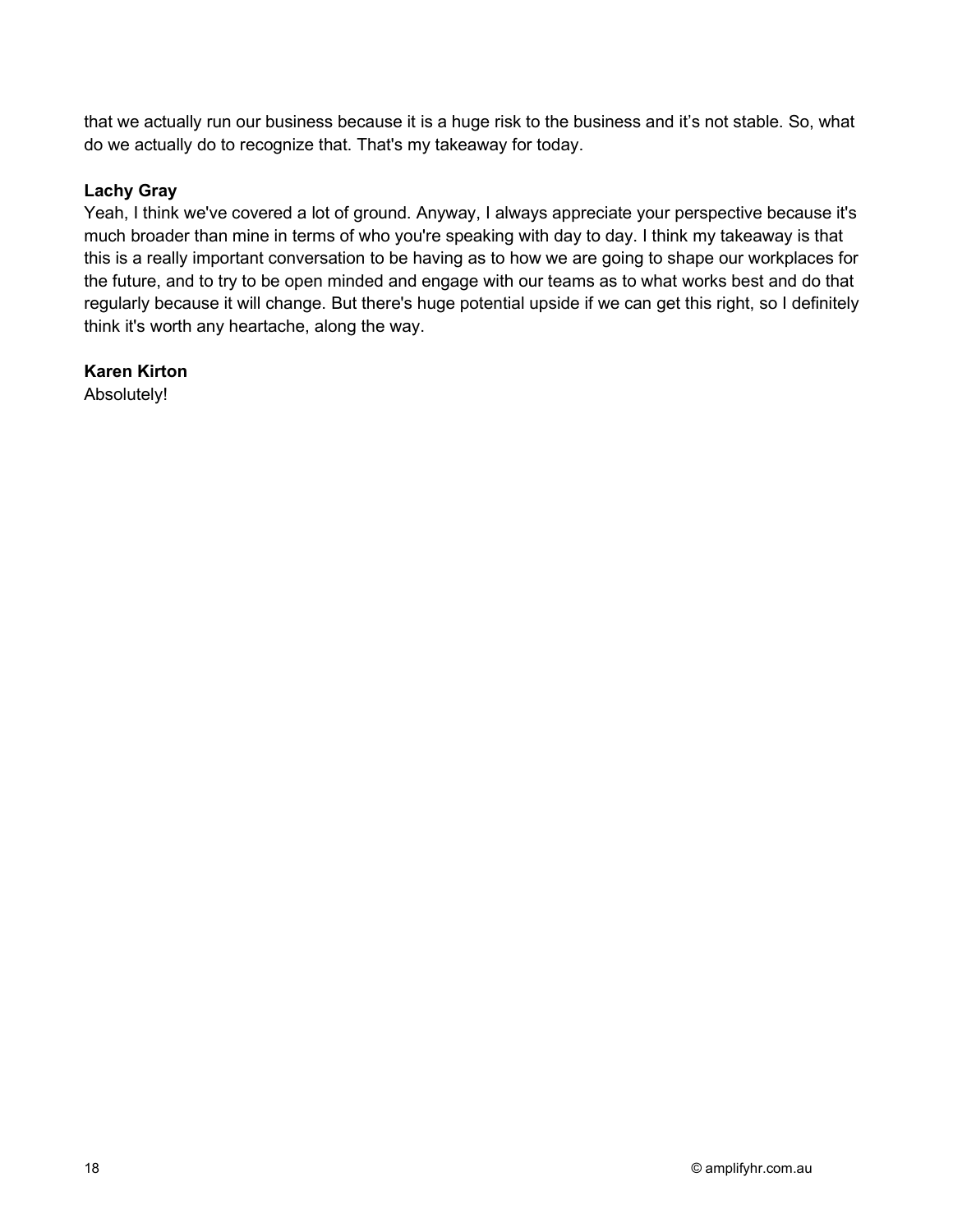that we actually run our business because it is a huge risk to the business and it's not stable. So, what do we actually do to recognize that. That's my takeaway for today.

**Lachy Gray**
Yeah, I think we've covered a lot of ground. Anyway, I always appreciate your perspective because it's much broader than mine in terms of who you're speaking with day to day. I think my takeaway is that this is a really important conversation to be having as to how we are going to shape our workplaces for the future, and to try to be open minded and engage with our teams as to what works best and do that regularly because it will change. But there's huge potential upside if we can get this right, so I definitely think it's worth any heartache, along the way.

**Karen Kirton**
Absolutely!